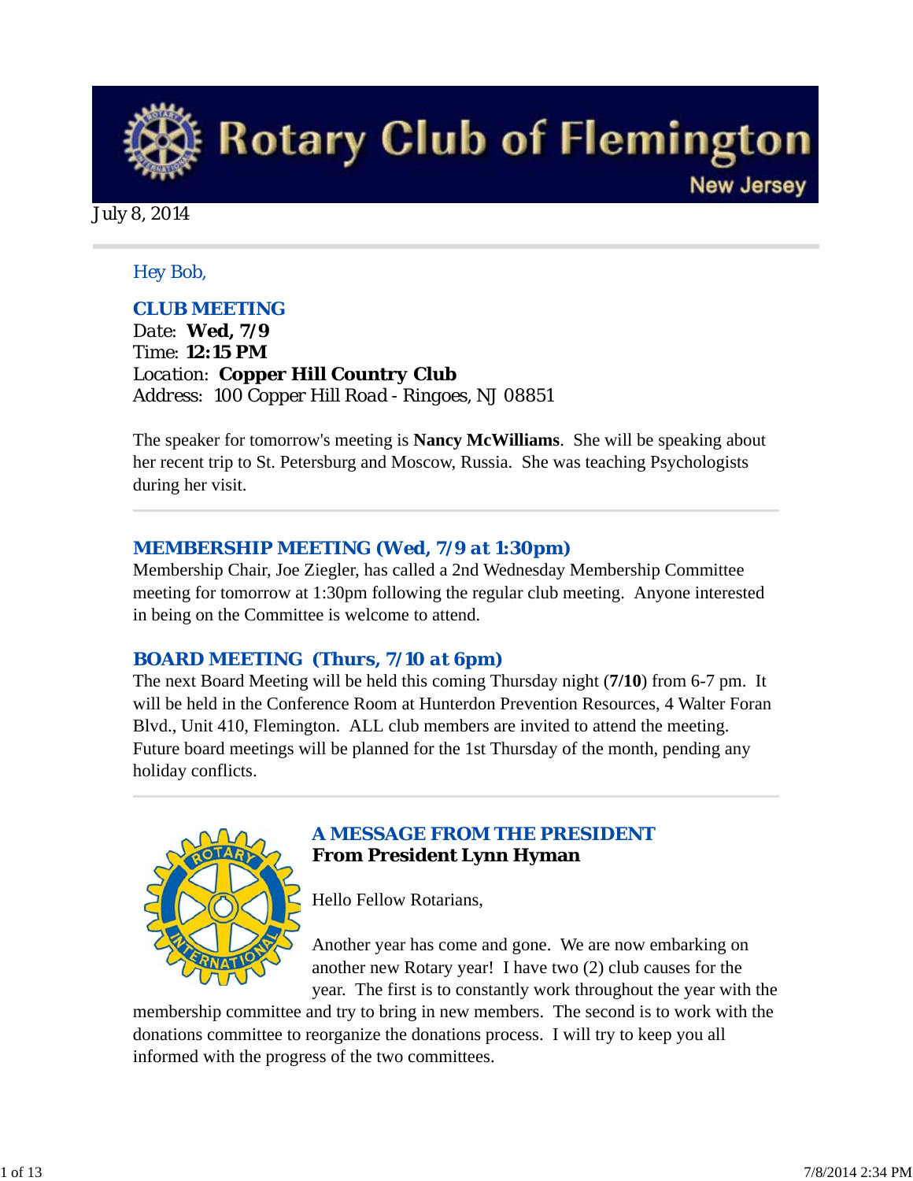# Rotary Club of Flemington

New Jersey

July 8, 2014

Hey Bob,

### CLUB MEETING

Date: **Wed, 7/9**
Time: **12:15 PM**
Location: **Copper Hill Country Club**
Address: 100 Copper Hill Road - Ringoes, NJ 08851

The speaker for tomorrow's meeting is **Nancy McWilliams**. She will be speaking about her recent trip to St. Petersburg and Moscow, Russia. She was teaching Psychologists during her visit.

---

### MEMBERSHIP MEETING (Wed, 7/9 at 1:30pm)

Membership Chair, Joe Ziegler, has called a 2nd Wednesday Membership Committee meeting for tomorrow at 1:30pm following the regular club meeting. Anyone interested in being on the Committee is welcome to attend.

### BOARD MEETING (Thurs, 7/10 at 6pm)

The next Board Meeting will be held this coming Thursday night (**7/10**) from 6-7 pm. It will be held in the Conference Room at Hunterdon Prevention Resources, 4 Walter Foran Blvd., Unit 410, Flemington. ALL club members are invited to attend the meeting. Future board meetings will be planned for the 1st Thursday of the month, pending any holiday conflicts.

---

### A MESSAGE FROM THE PRESIDENT

**From President Lynn Hyman**

Hello Fellow Rotarians,

Another year has come and gone. We are now embarking on another new Rotary year! I have two (2) club causes for the year. The first is to constantly work throughout the year with the membership committee and try to bring in new members. The second is to work with the donations committee to reorganize the donations process. I will try to keep you all informed with the progress of the two committees.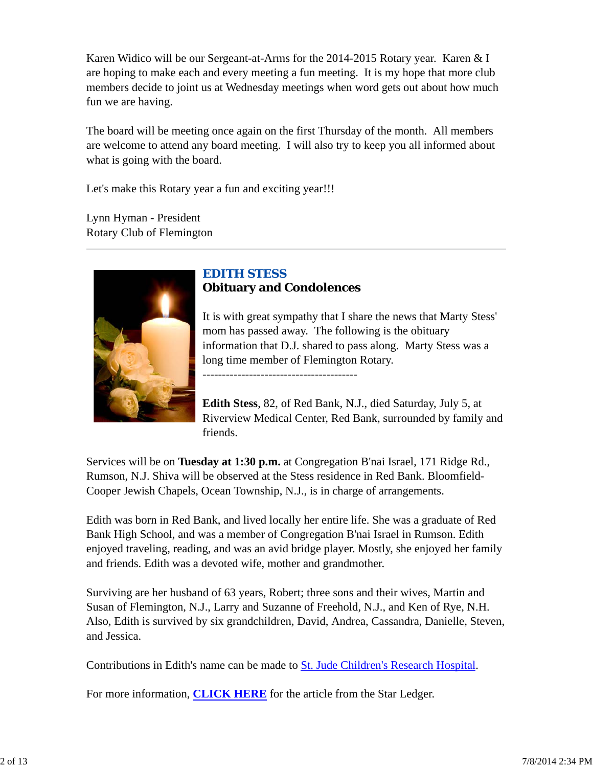Karen Widico will be our Sergeant-at-Arms for the 2014-2015 Rotary year. Karen & I are hoping to make each and every meeting a fun meeting. It is my hope that more club members decide to joint us at Wednesday meetings when word gets out about how much fun we are having.

The board will be meeting once again on the first Thursday of the month. All members are welcome to attend any board meeting. I will also try to keep you all informed about what is going with the board.

Let's make this Rotary year a fun and exciting year!!!

Lynn Hyman - President
Rotary Club of Flemington

---

## EDITH STESS
### Obituary and Condolences

It is with great sympathy that I share the news that Marty Stess' mom has passed away. The following is the obituary information that D.J. shared to pass along. Marty Stess was a long time member of Flemington Rotary.

----------------------------------------

**Edith Stess**, 82, of Red Bank, N.J., died Saturday, July 5, at Riverview Medical Center, Red Bank, surrounded by family and friends.

Services will be on **Tuesday at 1:30 p.m.** at Congregation B'nai Israel, 171 Ridge Rd., Rumson, N.J. Shiva will be observed at the Stess residence in Red Bank. Bloomfield-Cooper Jewish Chapels, Ocean Township, N.J., is in charge of arrangements.

Edith was born in Red Bank, and lived locally her entire life. She was a graduate of Red Bank High School, and was a member of Congregation B'nai Israel in Rumson. Edith enjoyed traveling, reading, and was an avid bridge player. Mostly, she enjoyed her family and friends. Edith was a devoted wife, mother and grandmother.

Surviving are her husband of 63 years, Robert; three sons and their wives, Martin and Susan of Flemington, N.J., Larry and Suzanne of Freehold, N.J., and Ken of Rye, N.H. Also, Edith is survived by six grandchildren, David, Andrea, Cassandra, Danielle, Steven, and Jessica.

Contributions in Edith's name can be made to St. Jude Children's Research Hospital.

For more information, **CLICK HERE** for the article from the Star Ledger.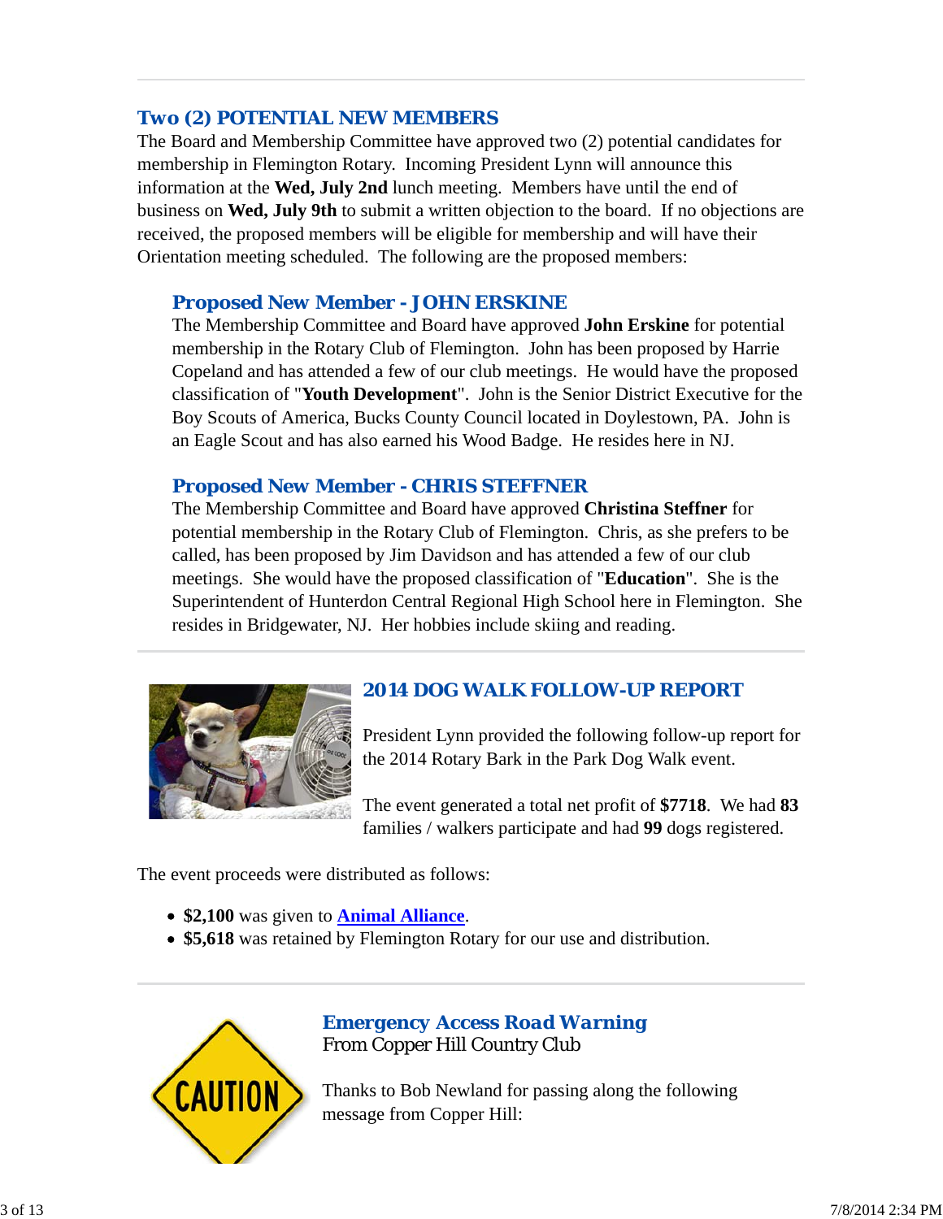## Two (2) POTENTIAL NEW MEMBERS

The Board and Membership Committee have approved two (2) potential candidates for membership in Flemington Rotary. Incoming President Lynn will announce this information at the **Wed, July 2nd** lunch meeting. Members have until the end of business on **Wed, July 9th** to submit a written objection to the board. If no objections are received, the proposed members will be eligible for membership and will have their Orientation meeting scheduled. The following are the proposed members:

### Proposed New Member - JOHN ERSKINE

The Membership Committee and Board have approved **John Erskine** for potential membership in the Rotary Club of Flemington. John has been proposed by Harrie Copeland and has attended a few of our club meetings. He would have the proposed classification of "**Youth Development**". John is the Senior District Executive for the Boy Scouts of America, Bucks County Council located in Doylestown, PA. John is an Eagle Scout and has also earned his Wood Badge. He resides here in NJ.

### Proposed New Member - CHRIS STEFFNER

The Membership Committee and Board have approved **Christina Steffner** for potential membership in the Rotary Club of Flemington. Chris, as she prefers to be called, has been proposed by Jim Davidson and has attended a few of our club meetings. She would have the proposed classification of "**Education**". She is the Superintendent of Hunterdon Central Regional High School here in Flemington. She resides in Bridgewater, NJ. Her hobbies include skiing and reading.

## 2014 DOG WALK FOLLOW-UP REPORT

President Lynn provided the following follow-up report for the 2014 Rotary Bark in the Park Dog Walk event.

The event generated a total net profit of **$7718**. We had **83** families / walkers participate and had **99** dogs registered.

The event proceeds were distributed as follows:

- **$2,100** was given to **Animal Alliance**.
- **$5,618** was retained by Flemington Rotary for our use and distribution.

## Emergency Access Road Warning

From Copper Hill Country Club

Thanks to Bob Newland for passing along the following message from Copper Hill: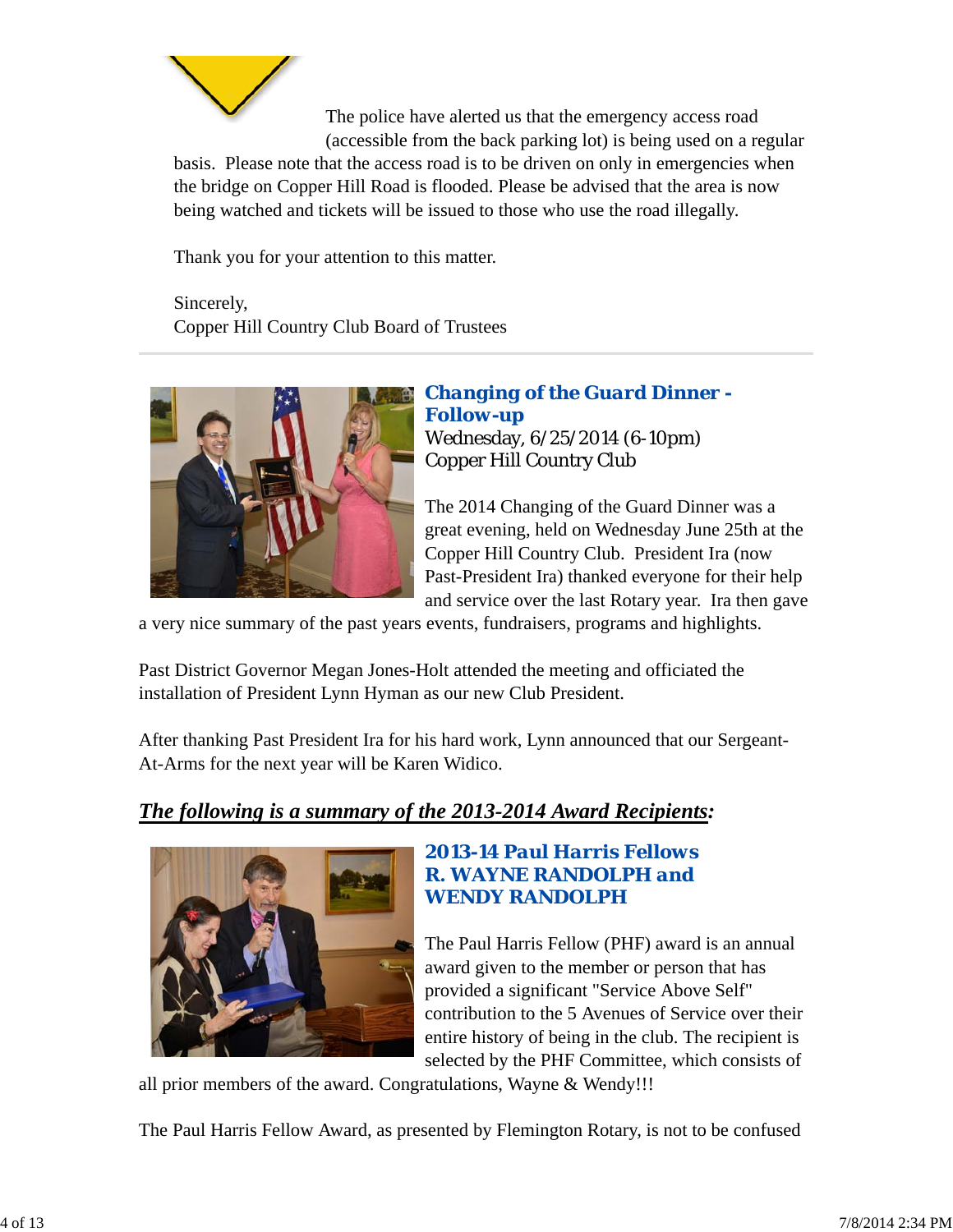The police have alerted us that the emergency access road (accessible from the back parking lot) is being used on a regular basis. Please note that the access road is to be driven on only in emergencies when the bridge on Copper Hill Road is flooded. Please be advised that the area is now being watched and tickets will be issued to those who use the road illegally.

Thank you for your attention to this matter.

Sincerely,
Copper Hill Country Club Board of Trustees

---

### Changing of the Guard Dinner - Follow-up

Wednesday, 6/25/2014 (6-10pm)
Copper Hill Country Club

The 2014 Changing of the Guard Dinner was a great evening, held on Wednesday June 25th at the Copper Hill Country Club. President Ira (now Past-President Ira) thanked everyone for their help and service over the last Rotary year. Ira then gave a very nice summary of the past years events, fundraisers, programs and highlights.

Past District Governor Megan Jones-Holt attended the meeting and officiated the installation of President Lynn Hyman as our new Club President.

After thanking Past President Ira for his hard work, Lynn announced that our Sergeant-At-Arms for the next year will be Karen Widico.

***The following is a summary of the 2013-2014 Award Recipients:***

### 2013-14 Paul Harris Fellows R. WAYNE RANDOLPH and WENDY RANDOLPH

The Paul Harris Fellow (PHF) award is an annual award given to the member or person that has provided a significant "Service Above Self" contribution to the 5 Avenues of Service over their entire history of being in the club. The recipient is selected by the PHF Committee, which consists of all prior members of the award. Congratulations, Wayne & Wendy!!!

The Paul Harris Fellow Award, as presented by Flemington Rotary, is not to be confused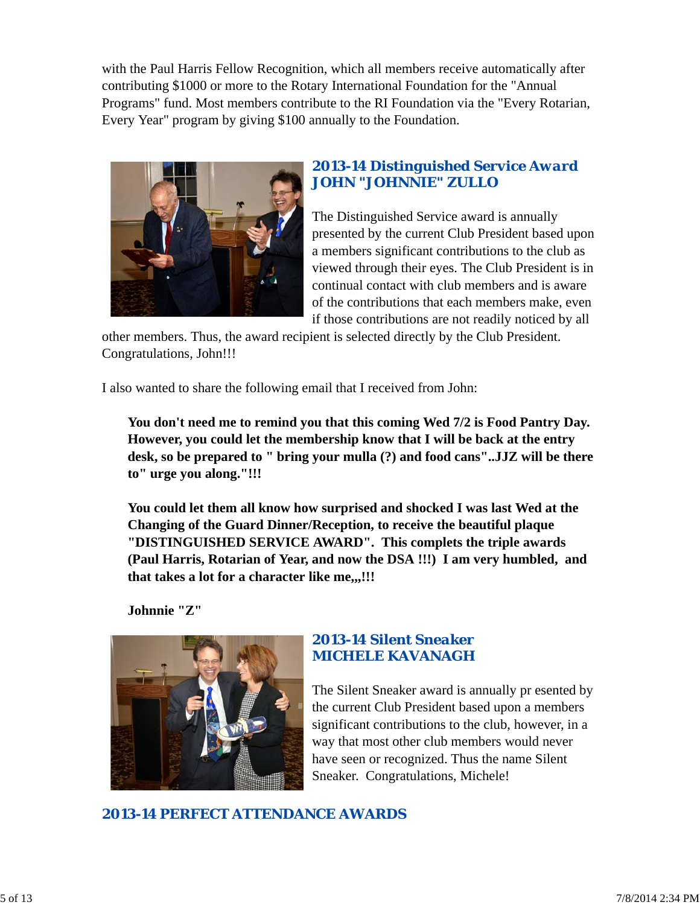with the Paul Harris Fellow Recognition, which all members receive automatically after contributing $1000 or more to the Rotary International Foundation for the "Annual Programs" fund. Most members contribute to the RI Foundation via the "Every Rotarian, Every Year" program by giving $100 annually to the Foundation.

### 2013-14 Distinguished Service Award
### JOHN "JOHNNIE" ZULLO

The Distinguished Service award is annually presented by the current Club President based upon a members significant contributions to the club as viewed through their eyes. The Club President is in continual contact with club members and is aware of the contributions that each members make, even if those contributions are not readily noticed by all other members. Thus, the award recipient is selected directly by the Club President. Congratulations, John!!!

I also wanted to share the following email that I received from John:

> **You don't need me to remind you that this coming Wed 7/2 is Food Pantry Day. However, you could let the membership know that I will be back at the entry desk, so be prepared to " bring your mulla (?) and food cans"..JJZ will be there to" urge you along."!!!**
>
> **You could let them all know how surprised and shocked I was last Wed at the Changing of the Guard Dinner/Reception, to receive the beautiful plaque "DISTINGUISHED SERVICE AWARD". This complets the triple awards (Paul Harris, Rotarian of Year, and now the DSA !!!) I am very humbled, and that takes a lot for a character like me,,,!!!**
>
> **Johnnie "Z"**

### 2013-14 Silent Sneaker
### MICHELE KAVANAGH

The Silent Sneaker award is annually pr esented by the current Club President based upon a members significant contributions to the club, however, in a way that most other club members would never have seen or recognized. Thus the name Silent Sneaker. Congratulations, Michele!

## 2013-14 PERFECT ATTENDANCE AWARDS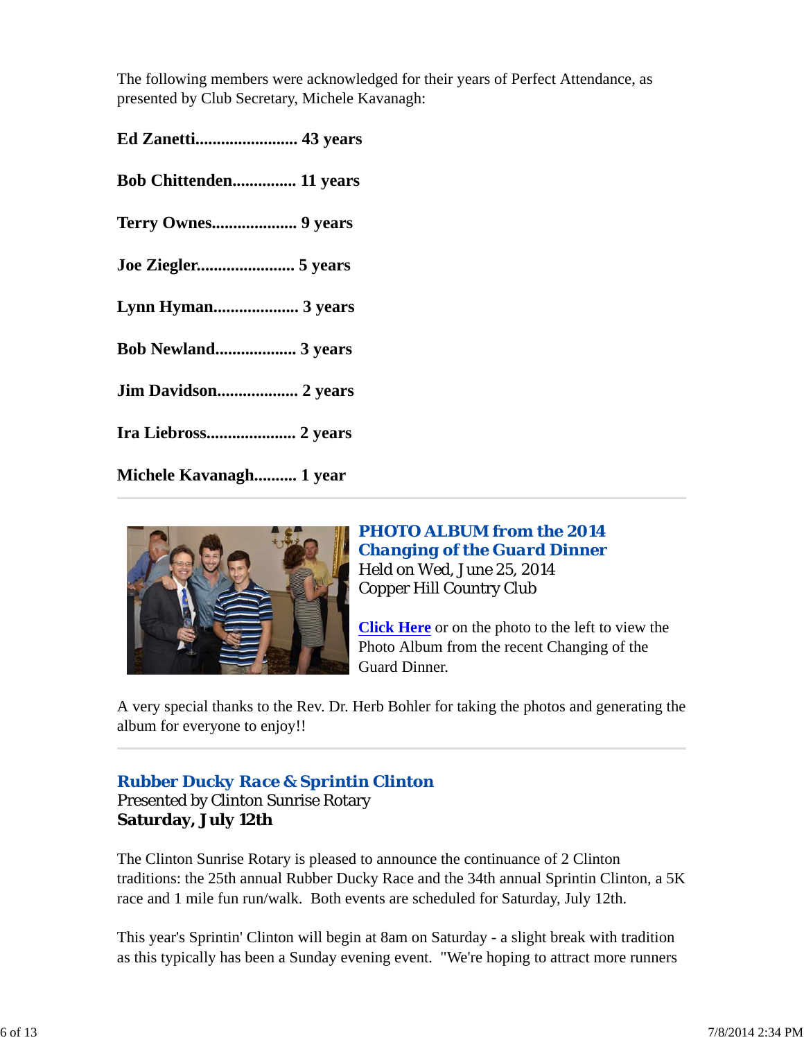The following members were acknowledged for their years of Perfect Attendance, as presented by Club Secretary, Michele Kavanagh:

**Ed Zanetti........................ 43 years**

**Bob Chittenden............... 11 years**

**Terry Ownes.................... 9 years**

**Joe Ziegler....................... 5 years**

**Lynn Hyman.................... 3 years**

**Bob Newland................... 3 years**

**Jim Davidson................... 2 years**

**Ira Liebross..................... 2 years**

**Michele Kavanagh.......... 1 year**

---

### PHOTO ALBUM from the 2014 Changing of the Guard Dinner

Held on Wed, June 25, 2014
Copper Hill Country Club

**Click Here** or on the photo to the left to view the Photo Album from the recent Changing of the Guard Dinner.

A very special thanks to the Rev. Dr. Herb Bohler for taking the photos and generating the album for everyone to enjoy!!

---

### Rubber Ducky Race & Sprintin Clinton

Presented by Clinton Sunrise Rotary
**Saturday, July 12th**

The Clinton Sunrise Rotary is pleased to announce the continuance of 2 Clinton traditions: the 25th annual Rubber Ducky Race and the 34th annual Sprintin Clinton, a 5K race and 1 mile fun run/walk. Both events are scheduled for Saturday, July 12th.

This year's Sprintin' Clinton will begin at 8am on Saturday - a slight break with tradition as this typically has been a Sunday evening event. "We're hoping to attract more runners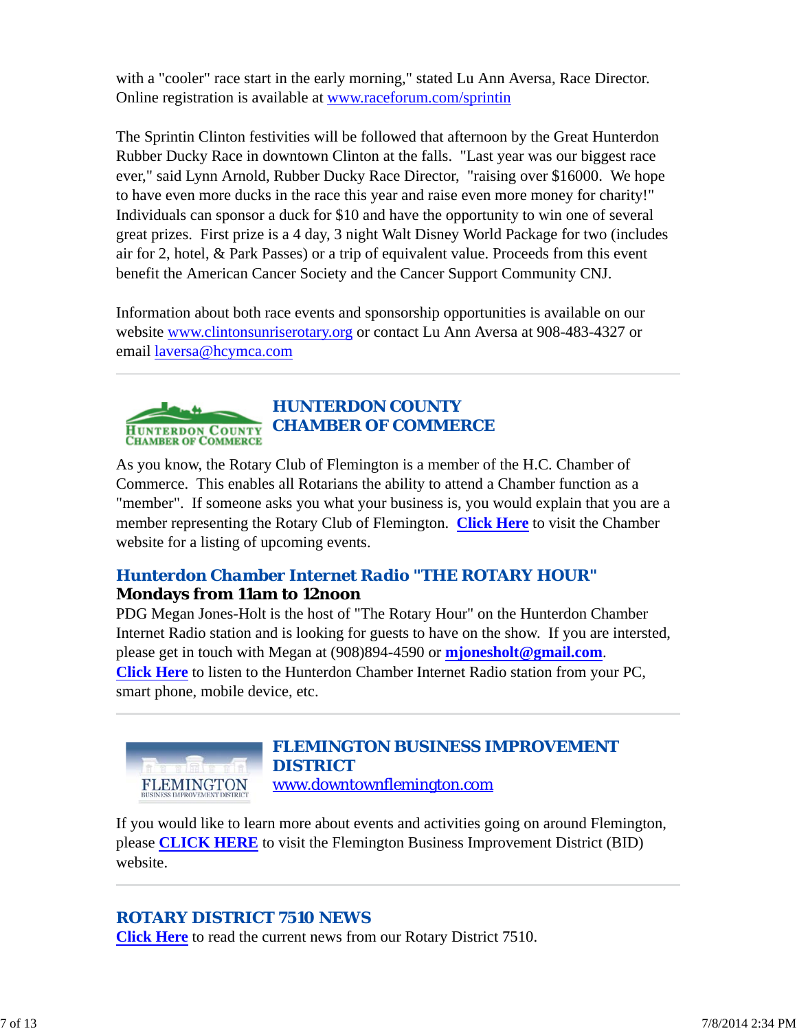with a "cooler" race start in the early morning," stated Lu Ann Aversa, Race Director. Online registration is available at www.raceforum.com/sprintin

The Sprintin Clinton festivities will be followed that afternoon by the Great Hunterdon Rubber Ducky Race in downtown Clinton at the falls. "Last year was our biggest race ever," said Lynn Arnold, Rubber Ducky Race Director, "raising over $16000. We hope to have even more ducks in the race this year and raise even more money for charity!" Individuals can sponsor a duck for $10 and have the opportunity to win one of several great prizes. First prize is a 4 day, 3 night Walt Disney World Package for two (includes air for 2, hotel, & Park Passes) or a trip of equivalent value. Proceeds from this event benefit the American Cancer Society and the Cancer Support Community CNJ.

Information about both race events and sponsorship opportunities is available on our website www.clintonsunriserotary.org or contact Lu Ann Aversa at 908-483-4327 or email laversa@hcymca.com

---

## HUNTERDON COUNTY CHAMBER OF COMMERCE

As you know, the Rotary Club of Flemington is a member of the H.C. Chamber of Commerce. This enables all Rotarians the ability to attend a Chamber function as a "member". If someone asks you what your business is, you would explain that you are a member representing the Rotary Club of Flemington. **Click Here** to visit the Chamber website for a listing of upcoming events.

### Hunterdon Chamber Internet Radio "THE ROTARY HOUR"

**Mondays from 11am to 12noon**

PDG Megan Jones-Holt is the host of "The Rotary Hour" on the Hunterdon Chamber Internet Radio station and is looking for guests to have on the show. If you are intersted, please get in touch with Megan at (908)894-4590 or **mjonesholt@gmail.com**. **Click Here** to listen to the Hunterdon Chamber Internet Radio station from your PC, smart phone, mobile device, etc.

---

## FLEMINGTON BUSINESS IMPROVEMENT DISTRICT

www.downtownflemington.com

If you would like to learn more about events and activities going on around Flemington, please **CLICK HERE** to visit the Flemington Business Improvement District (BID) website.

---

## ROTARY DISTRICT 7510 NEWS

**Click Here** to read the current news from our Rotary District 7510.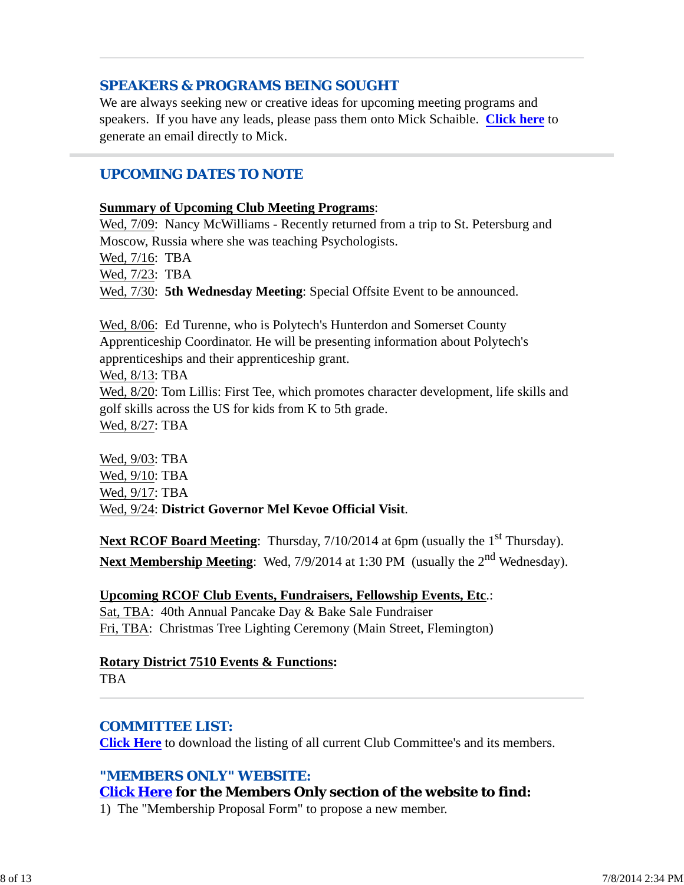## SPEAKERS & PROGRAMS BEING SOUGHT

We are always seeking new or creative ideas for upcoming meeting programs and speakers. If you have any leads, please pass them onto Mick Schaible. **Click here** to generate an email directly to Mick.

---

## UPCOMING DATES TO NOTE

**Summary of Upcoming Club Meeting Programs**:

Wed, 7/09: Nancy McWilliams - Recently returned from a trip to St. Petersburg and Moscow, Russia where she was teaching Psychologists.
Wed, 7/16: TBA
Wed, 7/23: TBA
Wed, 7/30: **5th Wednesday Meeting**: Special Offsite Event to be announced.

Wed, 8/06: Ed Turenne, who is Polytech's Hunterdon and Somerset County Apprenticeship Coordinator. He will be presenting information about Polytech's apprenticeships and their apprenticeship grant.
Wed, 8/13: TBA
Wed, 8/20: Tom Lillis: First Tee, which promotes character development, life skills and golf skills across the US for kids from K to 5th grade.
Wed, 8/27: TBA

Wed, 9/03: TBA
Wed, 9/10: TBA
Wed, 9/17: TBA
Wed, 9/24: **District Governor Mel Kevoe Official Visit**.

**Next RCOF Board Meeting**: Thursday, 7/10/2014 at 6pm (usually the 1st Thursday).
**Next Membership Meeting**: Wed, 7/9/2014 at 1:30 PM (usually the 2nd Wednesday).

**Upcoming RCOF Club Events, Fundraisers, Fellowship Events, Etc.**:
Sat, TBA: 40th Annual Pancake Day & Bake Sale Fundraiser
Fri, TBA: Christmas Tree Lighting Ceremony (Main Street, Flemington)

**Rotary District 7510 Events & Functions:**
TBA

---

## COMMITTEE LIST:

**Click Here** to download the listing of all current Club Committee's and its members.

## "MEMBERS ONLY" WEBSITE:

### Click Here for the Members Only section of the website to find:

1) The "Membership Proposal Form" to propose a new member.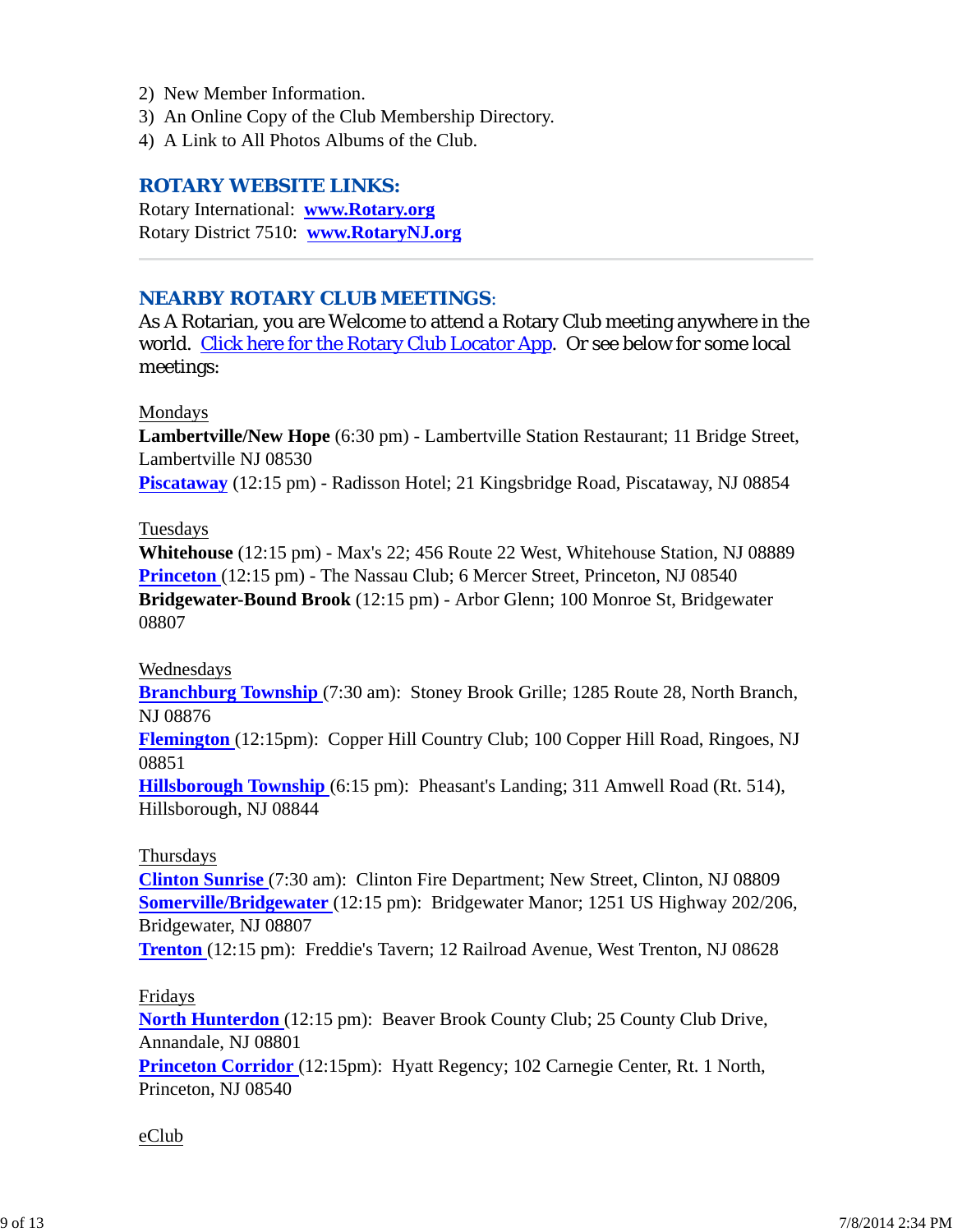2) New Member Information.
3) An Online Copy of the Club Membership Directory.
4) A Link to All Photos Albums of the Club.

## ROTARY WEBSITE LINKS:

Rotary International: **www.Rotary.org**
Rotary District 7510: **www.RotaryNJ.org**

---

## NEARBY ROTARY CLUB MEETINGS:

As A Rotarian, you are Welcome to attend a Rotary Club meeting anywhere in the world. Click here for the Rotary Club Locator App. Or see below for some local meetings:

Mondays

**Lambertville/New Hope** (6:30 pm) - Lambertville Station Restaurant; 11 Bridge Street, Lambertville NJ 08530
**Piscataway** (12:15 pm) - Radisson Hotel; 21 Kingsbridge Road, Piscataway, NJ 08854

Tuesdays

**Whitehouse** (12:15 pm) - Max's 22; 456 Route 22 West, Whitehouse Station, NJ 08889
**Princeton** (12:15 pm) - The Nassau Club; 6 Mercer Street, Princeton, NJ 08540
**Bridgewater-Bound Brook** (12:15 pm) - Arbor Glenn; 100 Monroe St, Bridgewater 08807

Wednesdays

**Branchburg Township** (7:30 am): Stoney Brook Grille; 1285 Route 28, North Branch, NJ 08876
**Flemington** (12:15pm): Copper Hill Country Club; 100 Copper Hill Road, Ringoes, NJ 08851
**Hillsborough Township** (6:15 pm): Pheasant's Landing; 311 Amwell Road (Rt. 514), Hillsborough, NJ 08844

Thursdays

**Clinton Sunrise** (7:30 am): Clinton Fire Department; New Street, Clinton, NJ 08809
**Somerville/Bridgewater** (12:15 pm): Bridgewater Manor; 1251 US Highway 202/206, Bridgewater, NJ 08807
**Trenton** (12:15 pm): Freddie's Tavern; 12 Railroad Avenue, West Trenton, NJ 08628

Fridays

**North Hunterdon** (12:15 pm): Beaver Brook County Club; 25 County Club Drive, Annandale, NJ 08801
**Princeton Corridor** (12:15pm): Hyatt Regency; 102 Carnegie Center, Rt. 1 North, Princeton, NJ 08540

eClub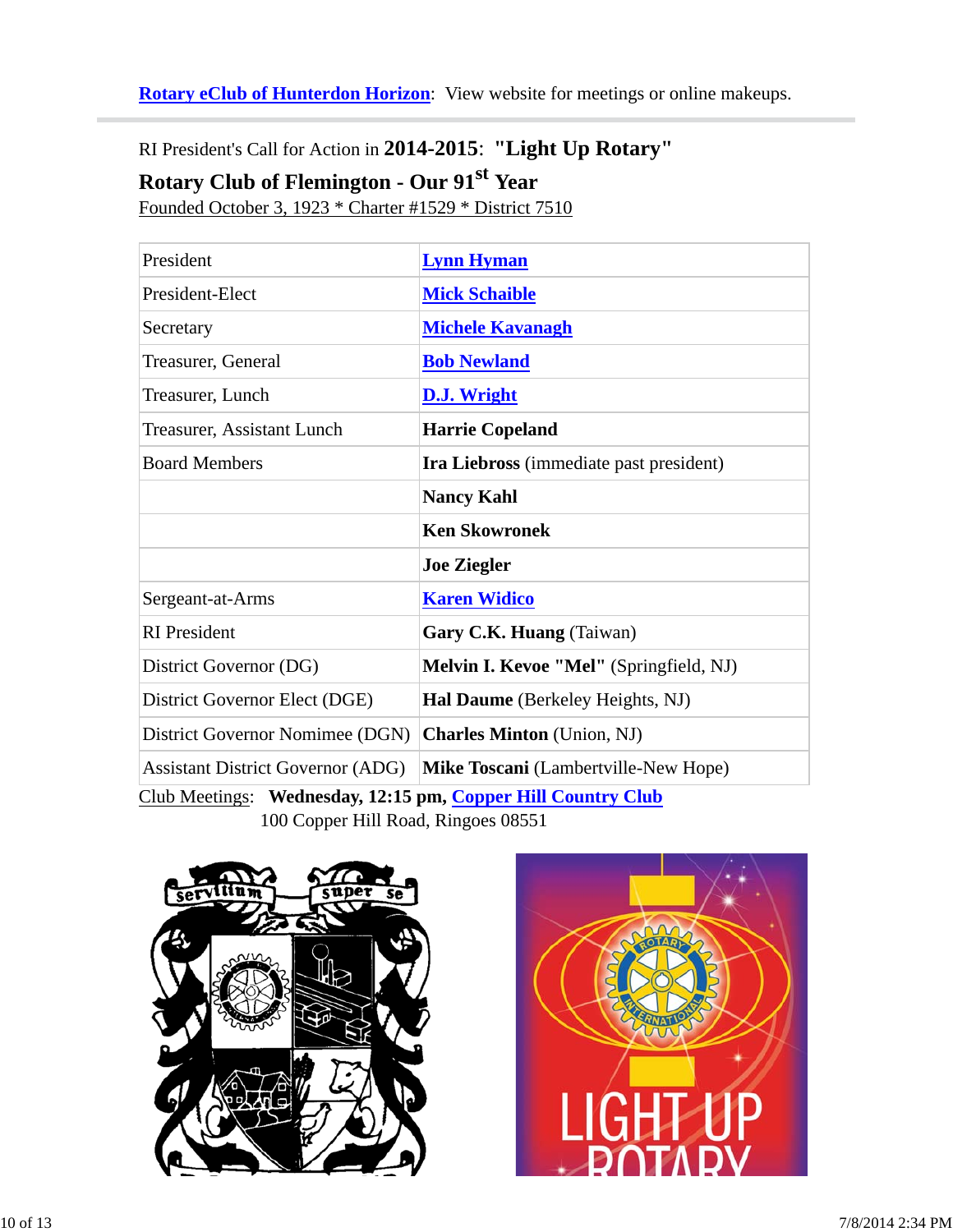**Rotary eClub of Hunterdon Horizon**: View website for meetings or online makeups.

RI President's Call for Action in **2014-2015**: **"Light Up Rotary"**

**Rotary Club of Flemington - Our 91st Year**

Founded October 3, 1923 * Charter #1529 * District 7510

| | |
|---|---|
| President | **Lynn Hyman** |
| President-Elect | **Mick Schaible** |
| Secretary | **Michele Kavanagh** |
| Treasurer, General | **Bob Newland** |
| Treasurer, Lunch | **D.J. Wright** |
| Treasurer, Assistant Lunch | **Harrie Copeland** |
| Board Members | **Ira Liebross** (immediate past president) |
| | **Nancy Kahl** |
| | **Ken Skowronek** |
| | **Joe Ziegler** |
| Sergeant-at-Arms | **Karen Widico** |
| RI President | **Gary C.K. Huang** (Taiwan) |
| District Governor (DG) | **Melvin I. Kevoe "Mel"** (Springfield, NJ) |
| District Governor Elect (DGE) | **Hal Daume** (Berkeley Heights, NJ) |
| District Governor Nominee (DGN) | **Charles Minton** (Union, NJ) |
| Assistant District Governor (ADG) | **Mike Toscani** (Lambertville-New Hope) |

Club Meetings: **Wednesday, 12:15 pm, Copper Hill Country Club**
100 Copper Hill Road, Ringoes 08551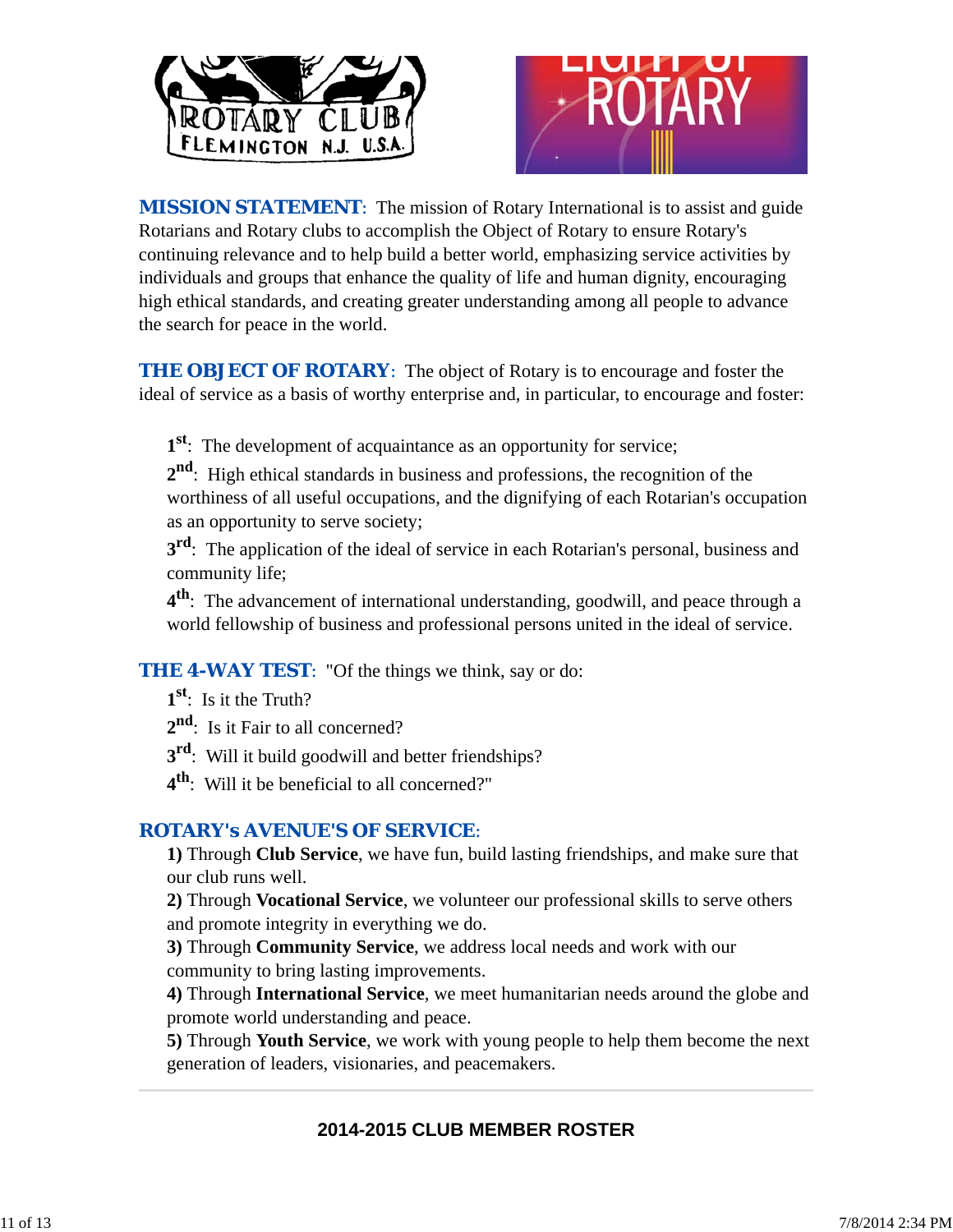ROTARY CLUB FLEMINGTON N.J. U.S.A.

LIGHT UP ROTARY

**MISSION STATEMENT**: The mission of Rotary International is to assist and guide Rotarians and Rotary clubs to accomplish the Object of Rotary to ensure Rotary's continuing relevance and to help build a better world, emphasizing service activities by individuals and groups that enhance the quality of life and human dignity, encouraging high ethical standards, and creating greater understanding among all people to advance the search for peace in the world.

**THE OBJECT OF ROTARY**: The object of Rotary is to encourage and foster the ideal of service as a basis of worthy enterprise and, in particular, to encourage and foster:

**1st**: The development of acquaintance as an opportunity for service;
**2nd**: High ethical standards in business and professions, the recognition of the worthiness of all useful occupations, and the dignifying of each Rotarian's occupation as an opportunity to serve society;
**3rd**: The application of the ideal of service in each Rotarian's personal, business and community life;
**4th**: The advancement of international understanding, goodwill, and peace through a world fellowship of business and professional persons united in the ideal of service.

**THE 4-WAY TEST**: "Of the things we think, say or do:
**1st**: Is it the Truth?
**2nd**: Is it Fair to all concerned?
**3rd**: Will it build goodwill and better friendships?
**4th**: Will it be beneficial to all concerned?"

**ROTARY's AVENUE'S OF SERVICE**:
**1)** Through **Club Service**, we have fun, build lasting friendships, and make sure that our club runs well.
**2)** Through **Vocational Service**, we volunteer our professional skills to serve others and promote integrity in everything we do.
**3)** Through **Community Service**, we address local needs and work with our community to bring lasting improvements.
**4)** Through **International Service**, we meet humanitarian needs around the globe and promote world understanding and peace.
**5)** Through **Youth Service**, we work with young people to help them become the next generation of leaders, visionaries, and peacemakers.

---

## 2014-2015 CLUB MEMBER ROSTER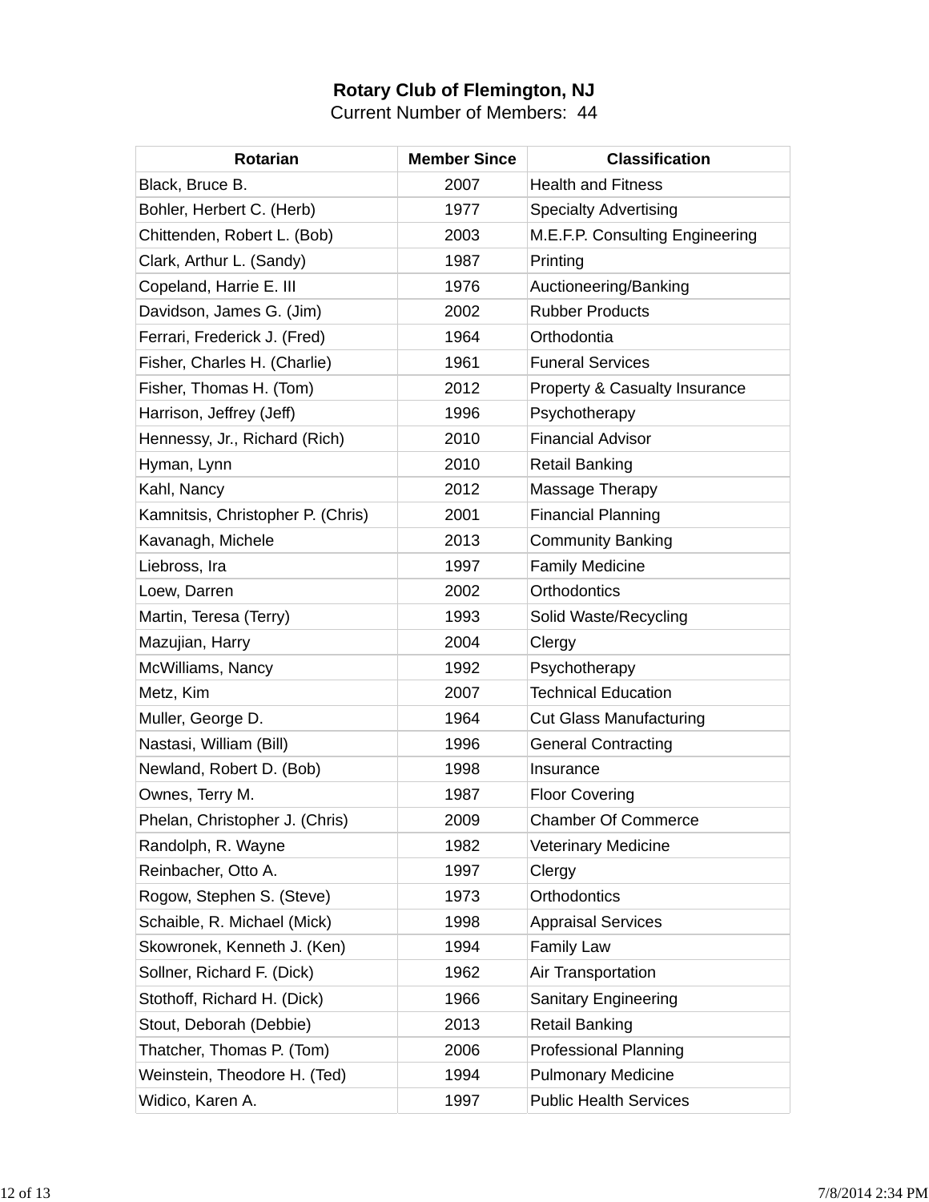**Rotary Club of Flemington, NJ**

Current Number of Members: 44

| Rotarian | Member Since | Classification |
|---|---|---|
| Black, Bruce B. | 2007 | Health and Fitness |
| Bohler, Herbert C. (Herb) | 1977 | Specialty Advertising |
| Chittenden, Robert L. (Bob) | 2003 | M.E.F.P. Consulting Engineering |
| Clark, Arthur L. (Sandy) | 1987 | Printing |
| Copeland, Harrie E. III | 1976 | Auctioneering/Banking |
| Davidson, James G. (Jim) | 2002 | Rubber Products |
| Ferrari, Frederick J. (Fred) | 1964 | Orthodontia |
| Fisher, Charles H. (Charlie) | 1961 | Funeral Services |
| Fisher, Thomas H. (Tom) | 2012 | Property & Casualty Insurance |
| Harrison, Jeffrey (Jeff) | 1996 | Psychotherapy |
| Hennessy, Jr., Richard (Rich) | 2010 | Financial Advisor |
| Hyman, Lynn | 2010 | Retail Banking |
| Kahl, Nancy | 2012 | Massage Therapy |
| Kamnitsis, Christopher P. (Chris) | 2001 | Financial Planning |
| Kavanagh, Michele | 2013 | Community Banking |
| Liebross, Ira | 1997 | Family Medicine |
| Loew, Darren | 2002 | Orthodontics |
| Martin, Teresa (Terry) | 1993 | Solid Waste/Recycling |
| Mazujian, Harry | 2004 | Clergy |
| McWilliams, Nancy | 1992 | Psychotherapy |
| Metz, Kim | 2007 | Technical Education |
| Muller, George D. | 1964 | Cut Glass Manufacturing |
| Nastasi, William (Bill) | 1996 | General Contracting |
| Newland, Robert D. (Bob) | 1998 | Insurance |
| Ownes, Terry M. | 1987 | Floor Covering |
| Phelan, Christopher J. (Chris) | 2009 | Chamber Of Commerce |
| Randolph, R. Wayne | 1982 | Veterinary Medicine |
| Reinbacher, Otto A. | 1997 | Clergy |
| Rogow, Stephen S. (Steve) | 1973 | Orthodontics |
| Schaible, R. Michael (Mick) | 1998 | Appraisal Services |
| Skowronek, Kenneth J. (Ken) | 1994 | Family Law |
| Sollner, Richard F. (Dick) | 1962 | Air Transportation |
| Stothoff, Richard H. (Dick) | 1966 | Sanitary Engineering |
| Stout, Deborah (Debbie) | 2013 | Retail Banking |
| Thatcher, Thomas P. (Tom) | 2006 | Professional Planning |
| Weinstein, Theodore H. (Ted) | 1994 | Pulmonary Medicine |
| Widico, Karen A. | 1997 | Public Health Services |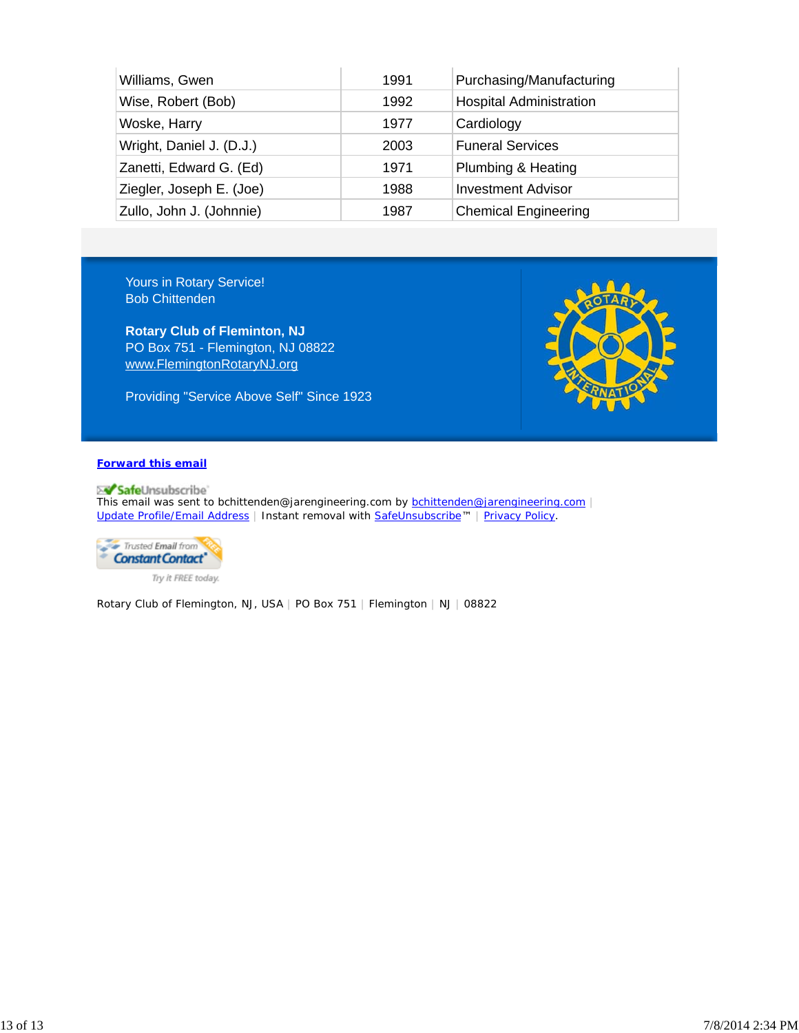| | | |
|---|---|---|
| Williams, Gwen | 1991 | Purchasing/Manufacturing |
| Wise, Robert (Bob) | 1992 | Hospital Administration |
| Woske, Harry | 1977 | Cardiology |
| Wright, Daniel J. (D.J.) | 2003 | Funeral Services |
| Zanetti, Edward G. (Ed) | 1971 | Plumbing & Heating |
| Ziegler, Joseph E. (Joe) | 1988 | Investment Advisor |
| Zullo, John J. (Johnnie) | 1987 | Chemical Engineering |

Yours in Rotary Service!
Bob Chittenden

**Rotary Club of Fleminton, NJ**
PO Box 751 - Flemington, NJ 08822
www.FlemingtonRotaryNJ.org

Providing "Service Above Self" Since 1923

**Forward this email**

SafeUnsubscribe
This email was sent to bchittenden@jarengineering.com by bchittenden@jarengineering.com | Update Profile/Email Address | Instant removal with SafeUnsubscribe™ | Privacy Policy.

Trusted Email from Constant Contact FREE
Try it FREE today.

Rotary Club of Flemington, NJ, USA | PO Box 751 | Flemington | NJ | 08822